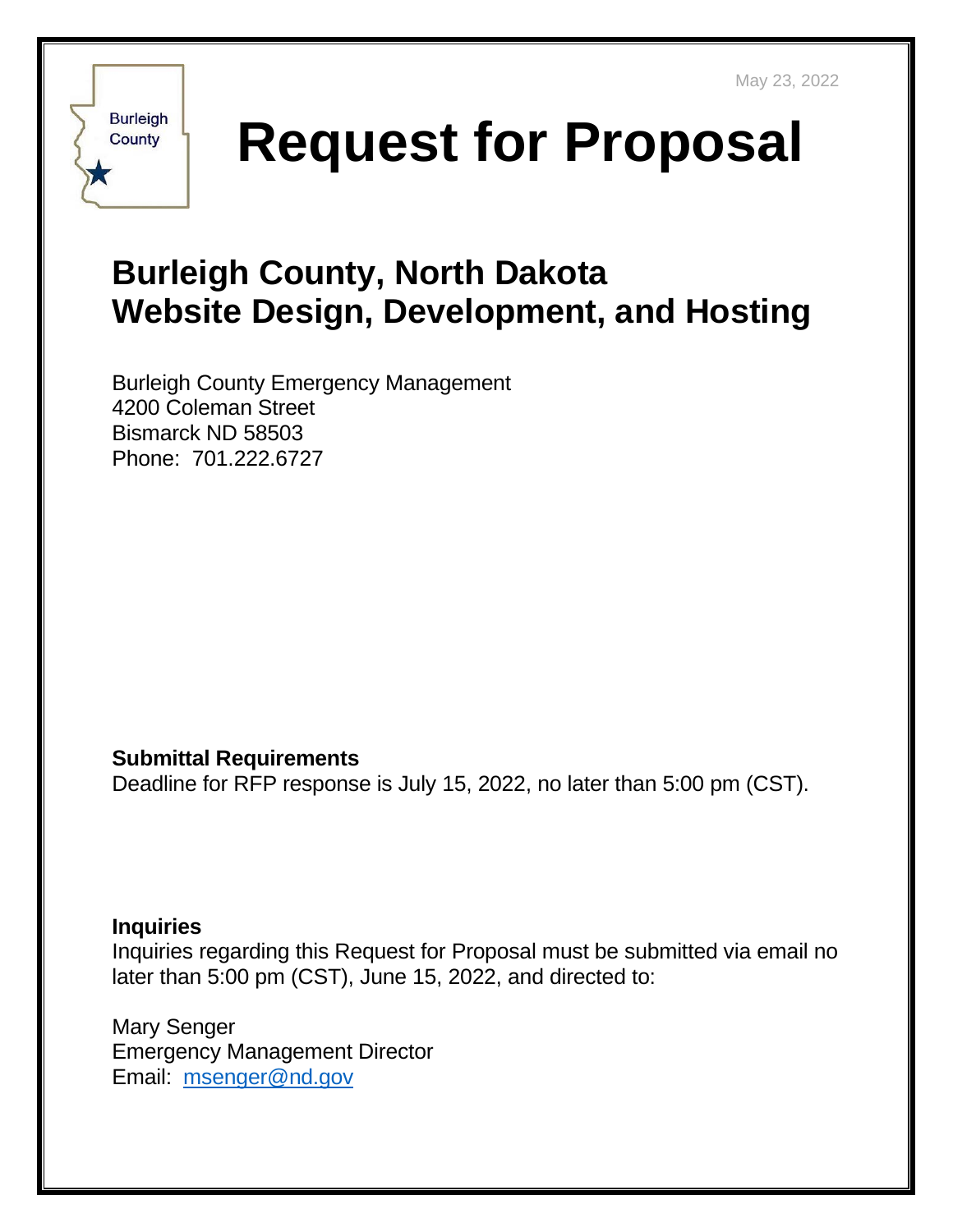May 23, 2022

Burleigh County

# Request for Proposal

## Burleigh County, North Dakota
## Website Design, Development, and Hosting

Burleigh County Emergency Management
4200 Coleman Street
Bismarck ND 58503
Phone: 701.222.6727

**Submittal Requirements**
Deadline for RFP response is July 15, 2022, no later than 5:00 pm (CST).

**Inquiries**
Inquiries regarding this Request for Proposal must be submitted via email no later than 5:00 pm (CST), June 15, 2022, and directed to:

Mary Senger
Emergency Management Director
Email: msenger@nd.gov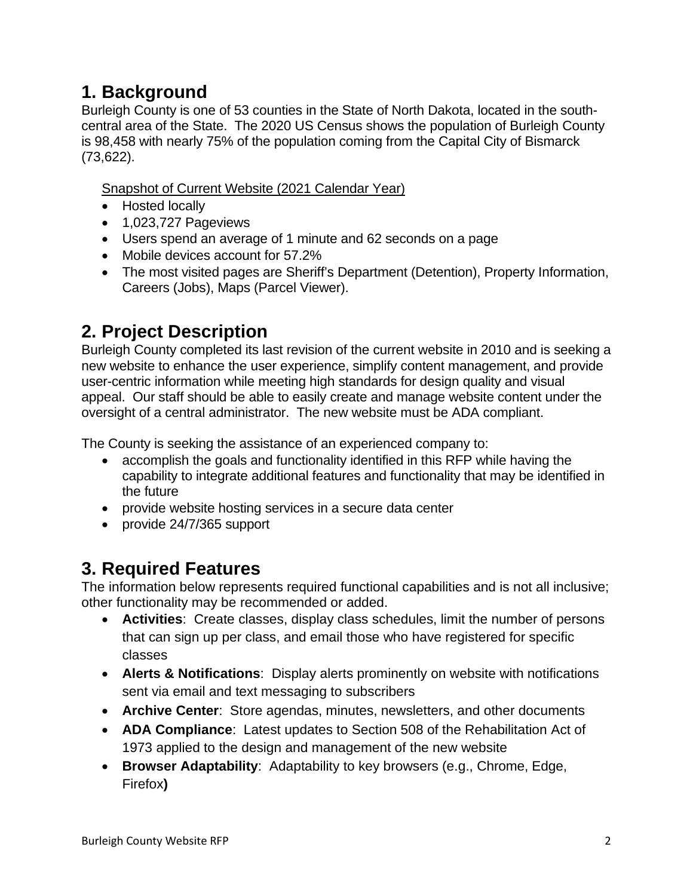## 1. Background

Burleigh County is one of 53 counties in the State of North Dakota, located in the south-central area of the State. The 2020 US Census shows the population of Burleigh County is 98,458 with nearly 75% of the population coming from the Capital City of Bismarck (73,622).

Snapshot of Current Website (2021 Calendar Year)

- Hosted locally
- 1,023,727 Pageviews
- Users spend an average of 1 minute and 62 seconds on a page
- Mobile devices account for 57.2%
- The most visited pages are Sheriff's Department (Detention), Property Information, Careers (Jobs), Maps (Parcel Viewer).

## 2. Project Description

Burleigh County completed its last revision of the current website in 2010 and is seeking a new website to enhance the user experience, simplify content management, and provide user-centric information while meeting high standards for design quality and visual appeal. Our staff should be able to easily create and manage website content under the oversight of a central administrator. The new website must be ADA compliant.

The County is seeking the assistance of an experienced company to:

- accomplish the goals and functionality identified in this RFP while having the capability to integrate additional features and functionality that may be identified in the future
- provide website hosting services in a secure data center
- provide 24/7/365 support

## 3. Required Features

The information below represents required functional capabilities and is not all inclusive; other functionality may be recommended or added.

- **Activities**: Create classes, display class schedules, limit the number of persons that can sign up per class, and email those who have registered for specific classes
- **Alerts & Notifications**: Display alerts prominently on website with notifications sent via email and text messaging to subscribers
- **Archive Center**: Store agendas, minutes, newsletters, and other documents
- **ADA Compliance**: Latest updates to Section 508 of the Rehabilitation Act of 1973 applied to the design and management of the new website
- **Browser Adaptability**: Adaptability to key browsers (e.g., Chrome, Edge, Firefox**)**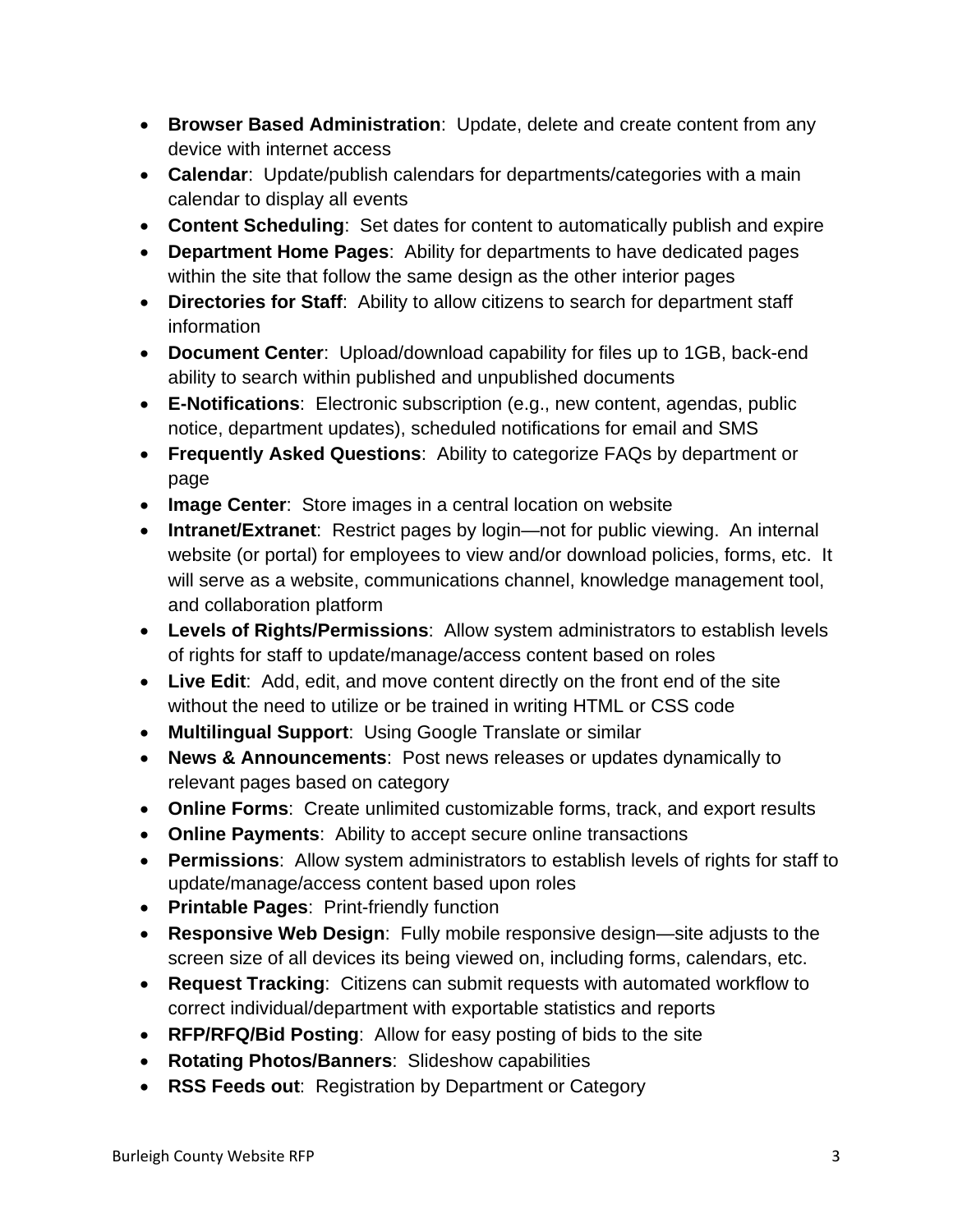- **Browser Based Administration**: Update, delete and create content from any device with internet access
- **Calendar**: Update/publish calendars for departments/categories with a main calendar to display all events
- **Content Scheduling**: Set dates for content to automatically publish and expire
- **Department Home Pages**: Ability for departments to have dedicated pages within the site that follow the same design as the other interior pages
- **Directories for Staff**: Ability to allow citizens to search for department staff information
- **Document Center**: Upload/download capability for files up to 1GB, back-end ability to search within published and unpublished documents
- **E-Notifications**: Electronic subscription (e.g., new content, agendas, public notice, department updates), scheduled notifications for email and SMS
- **Frequently Asked Questions**: Ability to categorize FAQs by department or page
- **Image Center**: Store images in a central location on website
- **Intranet/Extranet**: Restrict pages by login—not for public viewing. An internal website (or portal) for employees to view and/or download policies, forms, etc. It will serve as a website, communications channel, knowledge management tool, and collaboration platform
- **Levels of Rights/Permissions**: Allow system administrators to establish levels of rights for staff to update/manage/access content based on roles
- **Live Edit**: Add, edit, and move content directly on the front end of the site without the need to utilize or be trained in writing HTML or CSS code
- **Multilingual Support**: Using Google Translate or similar
- **News & Announcements**: Post news releases or updates dynamically to relevant pages based on category
- **Online Forms**: Create unlimited customizable forms, track, and export results
- **Online Payments**: Ability to accept secure online transactions
- **Permissions**: Allow system administrators to establish levels of rights for staff to update/manage/access content based upon roles
- **Printable Pages**: Print-friendly function
- **Responsive Web Design**: Fully mobile responsive design—site adjusts to the screen size of all devices its being viewed on, including forms, calendars, etc.
- **Request Tracking**: Citizens can submit requests with automated workflow to correct individual/department with exportable statistics and reports
- **RFP/RFQ/Bid Posting**: Allow for easy posting of bids to the site
- **Rotating Photos/Banners**: Slideshow capabilities
- **RSS Feeds out**: Registration by Department or Category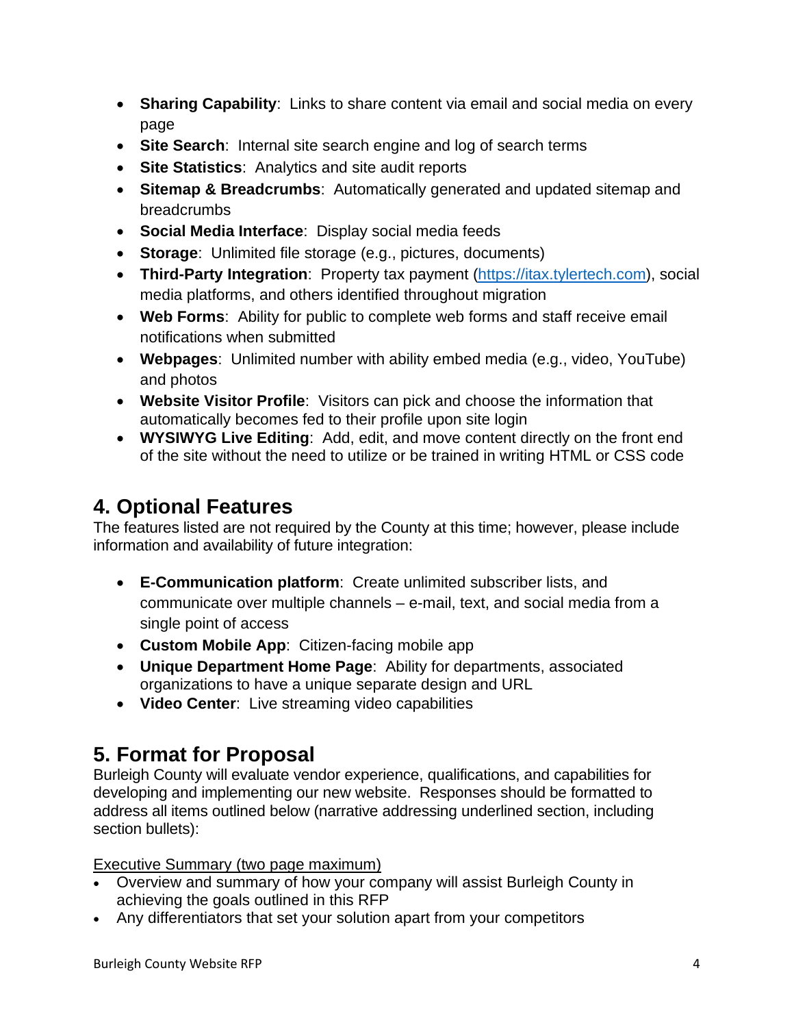- **Sharing Capability**: Links to share content via email and social media on every page
- **Site Search**: Internal site search engine and log of search terms
- **Site Statistics**: Analytics and site audit reports
- **Sitemap & Breadcrumbs**: Automatically generated and updated sitemap and breadcrumbs
- **Social Media Interface**: Display social media feeds
- **Storage**: Unlimited file storage (e.g., pictures, documents)
- **Third-Party Integration**: Property tax payment (https://itax.tylertech.com), social media platforms, and others identified throughout migration
- **Web Forms**: Ability for public to complete web forms and staff receive email notifications when submitted
- **Webpages**: Unlimited number with ability embed media (e.g., video, YouTube) and photos
- **Website Visitor Profile**: Visitors can pick and choose the information that automatically becomes fed to their profile upon site login
- **WYSIWYG Live Editing**: Add, edit, and move content directly on the front end of the site without the need to utilize or be trained in writing HTML or CSS code

## 4. Optional Features

The features listed are not required by the County at this time; however, please include information and availability of future integration:

- **E-Communication platform**: Create unlimited subscriber lists, and communicate over multiple channels – e-mail, text, and social media from a single point of access
- **Custom Mobile App**: Citizen-facing mobile app
- **Unique Department Home Page**: Ability for departments, associated organizations to have a unique separate design and URL
- **Video Center**: Live streaming video capabilities

## 5. Format for Proposal

Burleigh County will evaluate vendor experience, qualifications, and capabilities for developing and implementing our new website. Responses should be formatted to address all items outlined below (narrative addressing underlined section, including section bullets):

<u>Executive Summary (two page maximum)</u>

- Overview and summary of how your company will assist Burleigh County in achieving the goals outlined in this RFP
- Any differentiators that set your solution apart from your competitors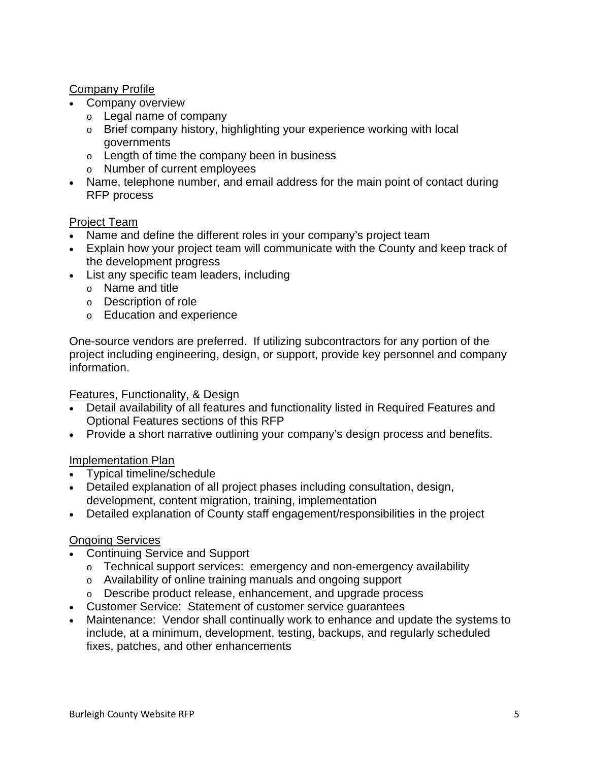Company Profile

- Company overview
  - Legal name of company
  - Brief company history, highlighting your experience working with local governments
  - Length of time the company been in business
  - Number of current employees
- Name, telephone number, and email address for the main point of contact during RFP process

Project Team

- Name and define the different roles in your company's project team
- Explain how your project team will communicate with the County and keep track of the development progress
- List any specific team leaders, including
  - Name and title
  - Description of role
  - Education and experience

One-source vendors are preferred. If utilizing subcontractors for any portion of the project including engineering, design, or support, provide key personnel and company information.

Features, Functionality, & Design

- Detail availability of all features and functionality listed in Required Features and Optional Features sections of this RFP
- Provide a short narrative outlining your company's design process and benefits.

Implementation Plan

- Typical timeline/schedule
- Detailed explanation of all project phases including consultation, design, development, content migration, training, implementation
- Detailed explanation of County staff engagement/responsibilities in the project

Ongoing Services

- Continuing Service and Support
  - Technical support services: emergency and non-emergency availability
  - Availability of online training manuals and ongoing support
  - Describe product release, enhancement, and upgrade process
- Customer Service: Statement of customer service guarantees
- Maintenance: Vendor shall continually work to enhance and update the systems to include, at a minimum, development, testing, backups, and regularly scheduled fixes, patches, and other enhancements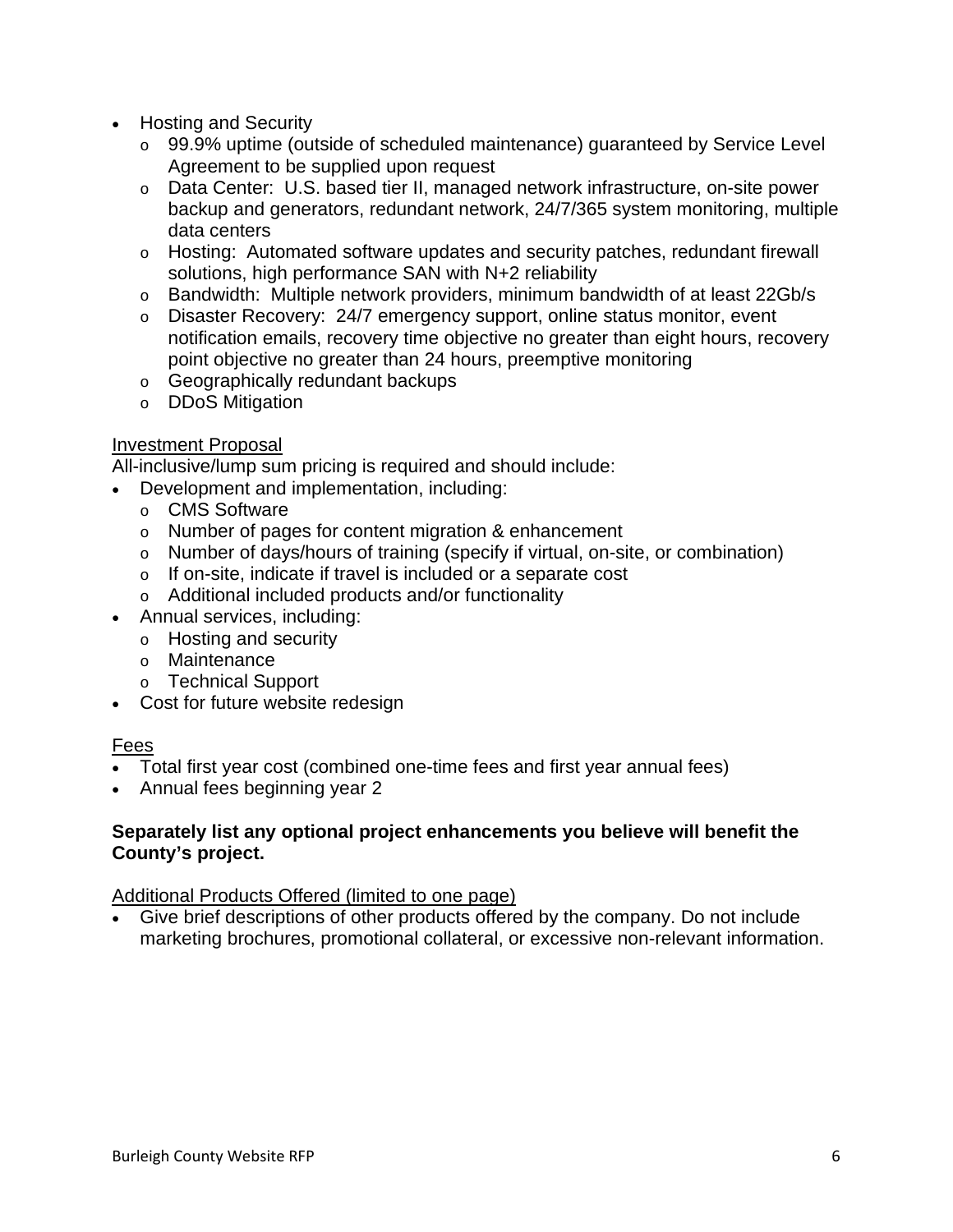- Hosting and Security
  - 99.9% uptime (outside of scheduled maintenance) guaranteed by Service Level Agreement to be supplied upon request
  - Data Center: U.S. based tier II, managed network infrastructure, on-site power backup and generators, redundant network, 24/7/365 system monitoring, multiple data centers
  - Hosting: Automated software updates and security patches, redundant firewall solutions, high performance SAN with N+2 reliability
  - Bandwidth: Multiple network providers, minimum bandwidth of at least 22Gb/s
  - Disaster Recovery: 24/7 emergency support, online status monitor, event notification emails, recovery time objective no greater than eight hours, recovery point objective no greater than 24 hours, preemptive monitoring
  - Geographically redundant backups
  - DDoS Mitigation

Investment Proposal

All-inclusive/lump sum pricing is required and should include:

- Development and implementation, including:
  - CMS Software
  - Number of pages for content migration & enhancement
  - Number of days/hours of training (specify if virtual, on-site, or combination)
  - If on-site, indicate if travel is included or a separate cost
  - Additional included products and/or functionality
- Annual services, including:
  - Hosting and security
  - Maintenance
  - Technical Support
- Cost for future website redesign

Fees

- Total first year cost (combined one-time fees and first year annual fees)
- Annual fees beginning year 2

**Separately list any optional project enhancements you believe will benefit the County's project.**

Additional Products Offered (limited to one page)

- Give brief descriptions of other products offered by the company. Do not include marketing brochures, promotional collateral, or excessive non-relevant information.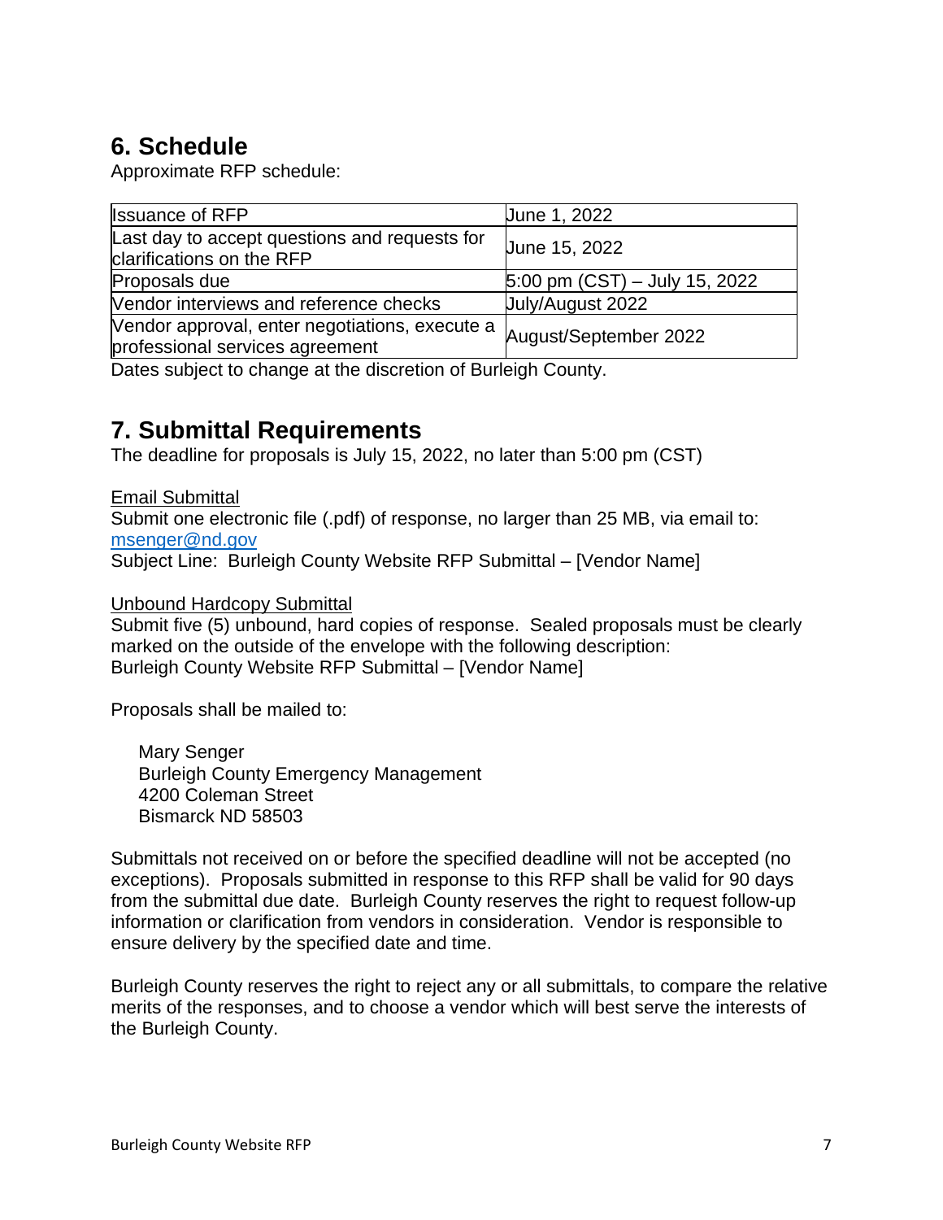## 6. Schedule

Approximate RFP schedule:

| | |
|---|---|
| Issuance of RFP | June 1, 2022 |
| Last day to accept questions and requests for clarifications on the RFP | June 15, 2022 |
| Proposals due | 5:00 pm (CST) – July 15, 2022 |
| Vendor interviews and reference checks | July/August 2022 |
| Vendor approval, enter negotiations, execute a professional services agreement | August/September 2022 |

Dates subject to change at the discretion of Burleigh County.

## 7. Submittal Requirements

The deadline for proposals is July 15, 2022, no later than 5:00 pm (CST)

<u>Email Submittal</u>
Submit one electronic file (.pdf) of response, no larger than 25 MB, via email to: msenger@nd.gov
Subject Line: Burleigh County Website RFP Submittal – [Vendor Name]

<u>Unbound Hardcopy Submittal</u>
Submit five (5) unbound, hard copies of response. Sealed proposals must be clearly marked on the outside of the envelope with the following description:
Burleigh County Website RFP Submittal – [Vendor Name]

Proposals shall be mailed to:

Mary Senger
Burleigh County Emergency Management
4200 Coleman Street
Bismarck ND 58503

Submittals not received on or before the specified deadline will not be accepted (no exceptions). Proposals submitted in response to this RFP shall be valid for 90 days from the submittal due date. Burleigh County reserves the right to request follow-up information or clarification from vendors in consideration. Vendor is responsible to ensure delivery by the specified date and time.

Burleigh County reserves the right to reject any or all submittals, to compare the relative merits of the responses, and to choose a vendor which will best serve the interests of the Burleigh County.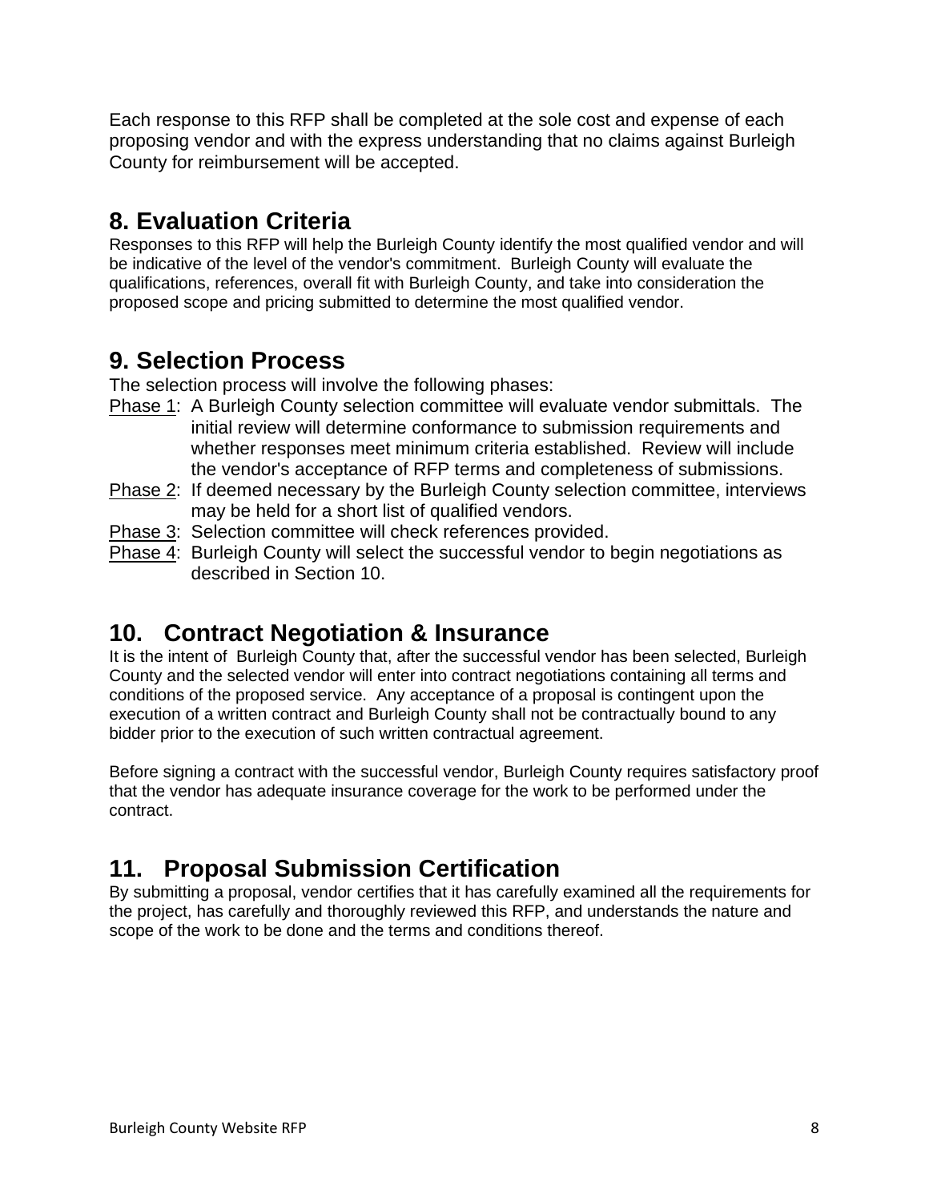Each response to this RFP shall be completed at the sole cost and expense of each proposing vendor and with the express understanding that no claims against Burleigh County for reimbursement will be accepted.

## 8. Evaluation Criteria

Responses to this RFP will help the Burleigh County identify the most qualified vendor and will be indicative of the level of the vendor's commitment. Burleigh County will evaluate the qualifications, references, overall fit with Burleigh County, and take into consideration the proposed scope and pricing submitted to determine the most qualified vendor.

## 9. Selection Process

The selection process will involve the following phases:

- Phase 1: A Burleigh County selection committee will evaluate vendor submittals. The initial review will determine conformance to submission requirements and whether responses meet minimum criteria established. Review will include the vendor's acceptance of RFP terms and completeness of submissions.
- Phase 2: If deemed necessary by the Burleigh County selection committee, interviews may be held for a short list of qualified vendors.
- Phase 3: Selection committee will check references provided.
- Phase 4: Burleigh County will select the successful vendor to begin negotiations as described in Section 10.

## 10. Contract Negotiation & Insurance

It is the intent of Burleigh County that, after the successful vendor has been selected, Burleigh County and the selected vendor will enter into contract negotiations containing all terms and conditions of the proposed service. Any acceptance of a proposal is contingent upon the execution of a written contract and Burleigh County shall not be contractually bound to any bidder prior to the execution of such written contractual agreement.

Before signing a contract with the successful vendor, Burleigh County requires satisfactory proof that the vendor has adequate insurance coverage for the work to be performed under the contract.

## 11. Proposal Submission Certification

By submitting a proposal, vendor certifies that it has carefully examined all the requirements for the project, has carefully and thoroughly reviewed this RFP, and understands the nature and scope of the work to be done and the terms and conditions thereof.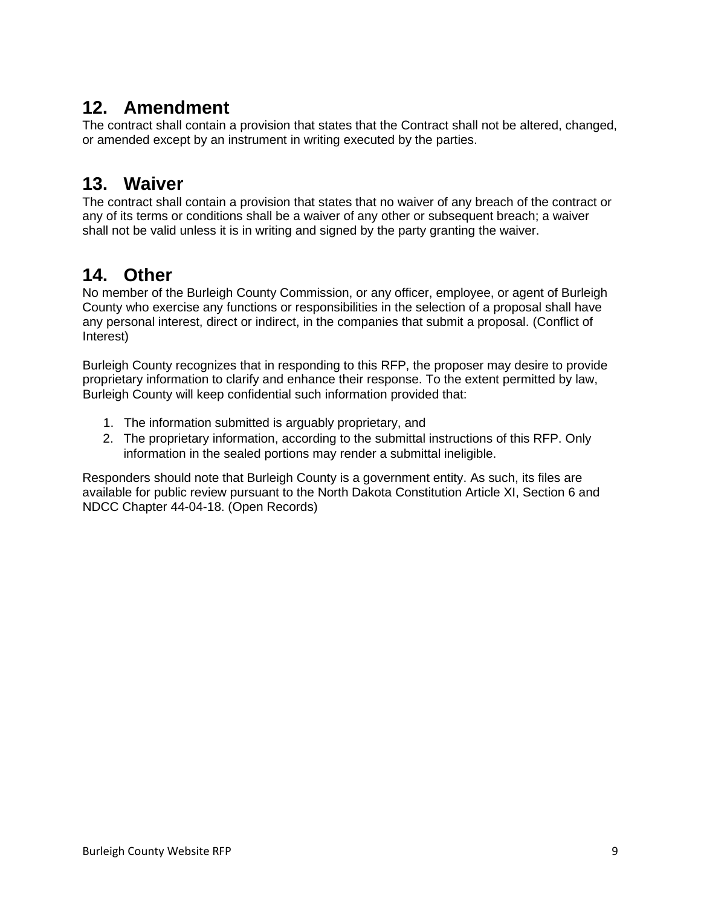## 12. Amendment

The contract shall contain a provision that states that the Contract shall not be altered, changed, or amended except by an instrument in writing executed by the parties.

## 13. Waiver

The contract shall contain a provision that states that no waiver of any breach of the contract or any of its terms or conditions shall be a waiver of any other or subsequent breach; a waiver shall not be valid unless it is in writing and signed by the party granting the waiver.

## 14. Other

No member of the Burleigh County Commission, or any officer, employee, or agent of Burleigh County who exercise any functions or responsibilities in the selection of a proposal shall have any personal interest, direct or indirect, in the companies that submit a proposal. (Conflict of Interest)

Burleigh County recognizes that in responding to this RFP, the proposer may desire to provide proprietary information to clarify and enhance their response. To the extent permitted by law, Burleigh County will keep confidential such information provided that:

1. The information submitted is arguably proprietary, and
2. The proprietary information, according to the submittal instructions of this RFP. Only information in the sealed portions may render a submittal ineligible.

Responders should note that Burleigh County is a government entity. As such, its files are available for public review pursuant to the North Dakota Constitution Article XI, Section 6 and NDCC Chapter 44-04-18. (Open Records)